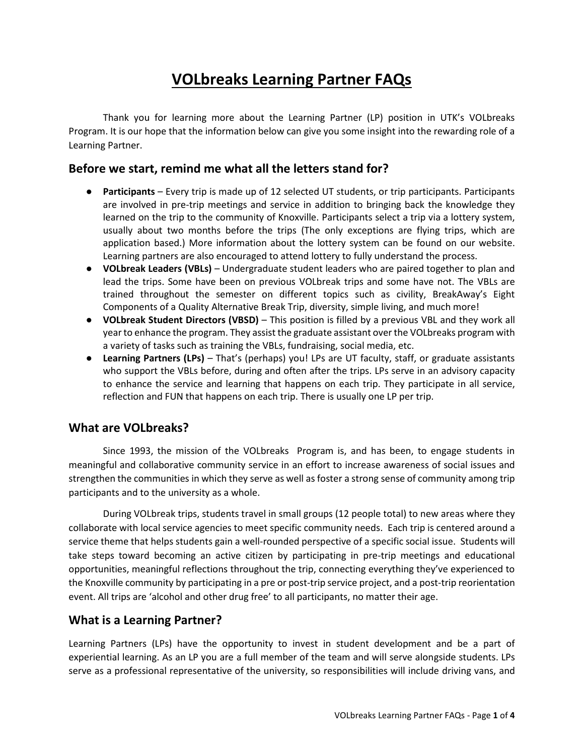# VOLbreaks Learning Partner FAQs

Thank you for learning more about the Learning Partner (LP) position in UTK's VOLbreaks Program. It is our hope that the information below can give you some insight into the rewarding role of a Learning Partner.

## Before we start, remind me what all the letters stand for?

- **Participants** – Every trip is made up of 12 selected UT students, or trip participants. Participants are involved in pre-trip meetings and service in addition to bringing back the knowledge they learned on the trip to the community of Knoxville. Participants select a trip via a lottery system, usually about two months before the trips (The only exceptions are flying trips, which are application based.) More information about the lottery system can be found on our website. Learning partners are also encouraged to attend lottery to fully understand the process.
- **VOLbreak Leaders (VBLs)** – Undergraduate student leaders who are paired together to plan and lead the trips. Some have been on previous VOLbreak trips and some have not. The VBLs are trained throughout the semester on different topics such as civility, BreakAway's Eight Components of a Quality Alternative Break Trip, diversity, simple living, and much more!
- **VOLbreak Student Directors (VBSD)** – This position is filled by a previous VBL and they work all year to enhance the program. They assist the graduate assistant over the VOLbreaks program with a variety of tasks such as training the VBLs, fundraising, social media, etc.
- **Learning Partners (LPs)** – That's (perhaps) you! LPs are UT faculty, staff, or graduate assistants who support the VBLs before, during and often after the trips. LPs serve in an advisory capacity to enhance the service and learning that happens on each trip. They participate in all service, reflection and FUN that happens on each trip. There is usually one LP per trip.

## What are VOLbreaks?

Since 1993, the mission of the VOLbreaks Program is, and has been, to engage students in meaningful and collaborative community service in an effort to increase awareness of social issues and strengthen the communities in which they serve as well as foster a strong sense of community among trip participants and to the university as a whole.

During VOLbreak trips, students travel in small groups (12 people total) to new areas where they collaborate with local service agencies to meet specific community needs. Each trip is centered around a service theme that helps students gain a well-rounded perspective of a specific social issue. Students will take steps toward becoming an active citizen by participating in pre-trip meetings and educational opportunities, meaningful reflections throughout the trip, connecting everything they've experienced to the Knoxville community by participating in a pre or post-trip service project, and a post-trip reorientation event. All trips are 'alcohol and other drug free' to all participants, no matter their age.

## What is a Learning Partner?

Learning Partners (LPs) have the opportunity to invest in student development and be a part of experiential learning. As an LP you are a full member of the team and will serve alongside students. LPs serve as a professional representative of the university, so responsibilities will include driving vans, and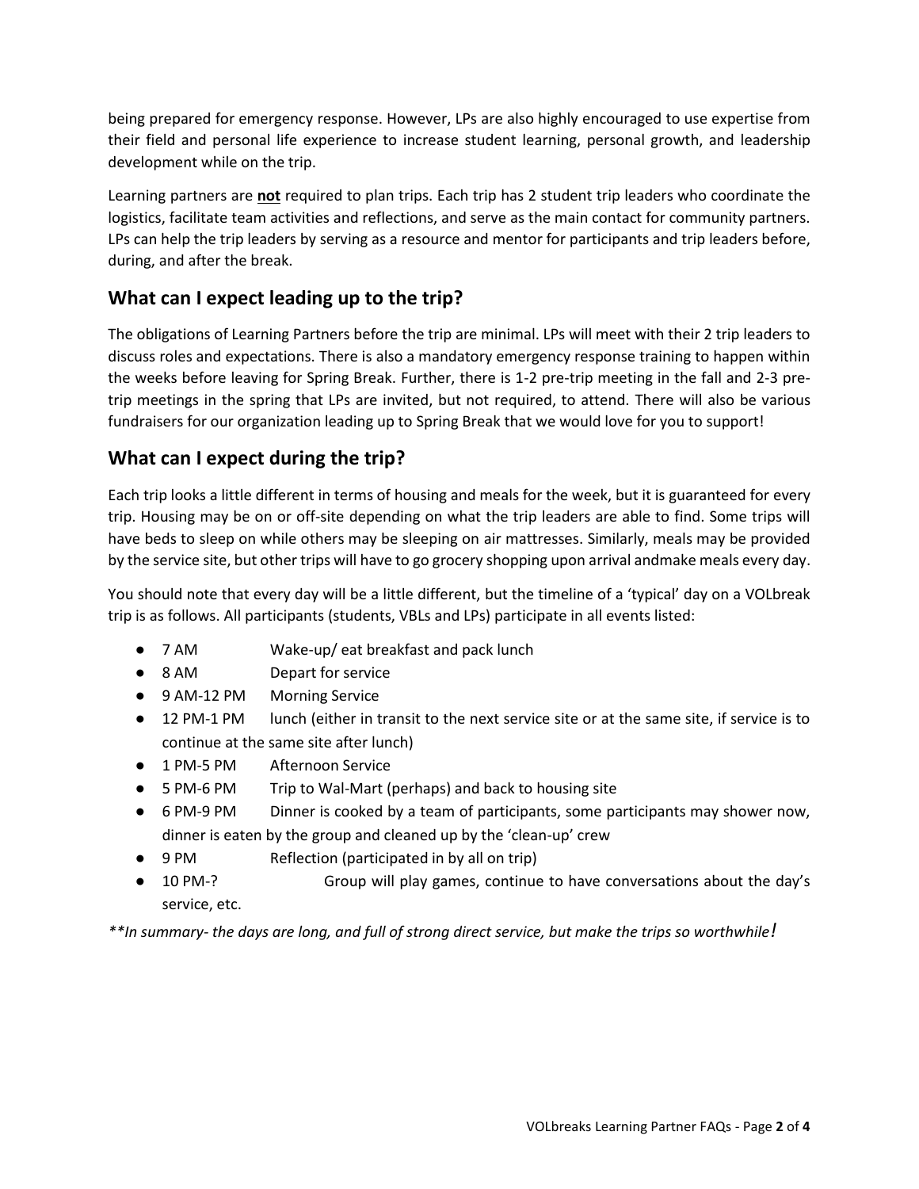being prepared for emergency response. However, LPs are also highly encouraged to use expertise from their field and personal life experience to increase student learning, personal growth, and leadership development while on the trip.

Learning partners are **not** required to plan trips. Each trip has 2 student trip leaders who coordinate the logistics, facilitate team activities and reflections, and serve as the main contact for community partners. LPs can help the trip leaders by serving as a resource and mentor for participants and trip leaders before, during, and after the break.

## What can I expect leading up to the trip?

The obligations of Learning Partners before the trip are minimal. LPs will meet with their 2 trip leaders to discuss roles and expectations. There is also a mandatory emergency response training to happen within the weeks before leaving for Spring Break. Further, there is 1-2 pre-trip meeting in the fall and 2-3 pre-trip meetings in the spring that LPs are invited, but not required, to attend. There will also be various fundraisers for our organization leading up to Spring Break that we would love for you to support!

## What can I expect during the trip?

Each trip looks a little different in terms of housing and meals for the week, but it is guaranteed for every trip. Housing may be on or off-site depending on what the trip leaders are able to find. Some trips will have beds to sleep on while others may be sleeping on air mattresses. Similarly, meals may be provided by the service site, but other trips will have to go grocery shopping upon arrival andmake meals every day.

You should note that every day will be a little different, but the timeline of a 'typical' day on a VOLbreak trip is as follows. All participants (students, VBLs and LPs) participate in all events listed:

- 7 AM Wake-up/ eat breakfast and pack lunch
- 8 AM Depart for service
- 9 AM-12 PM Morning Service
- 12 PM-1 PM lunch (either in transit to the next service site or at the same site, if service is to continue at the same site after lunch)
- 1 PM-5 PM Afternoon Service
- 5 PM-6 PM Trip to Wal-Mart (perhaps) and back to housing site
- 6 PM-9 PM Dinner is cooked by a team of participants, some participants may shower now, dinner is eaten by the group and cleaned up by the 'clean-up' crew
- 9 PM Reflection (participated in by all on trip)
- 10 PM-? Group will play games, continue to have conversations about the day's service, etc.

*\*\*In summary- the days are long, and full of strong direct service, but make the trips so worthwhile!*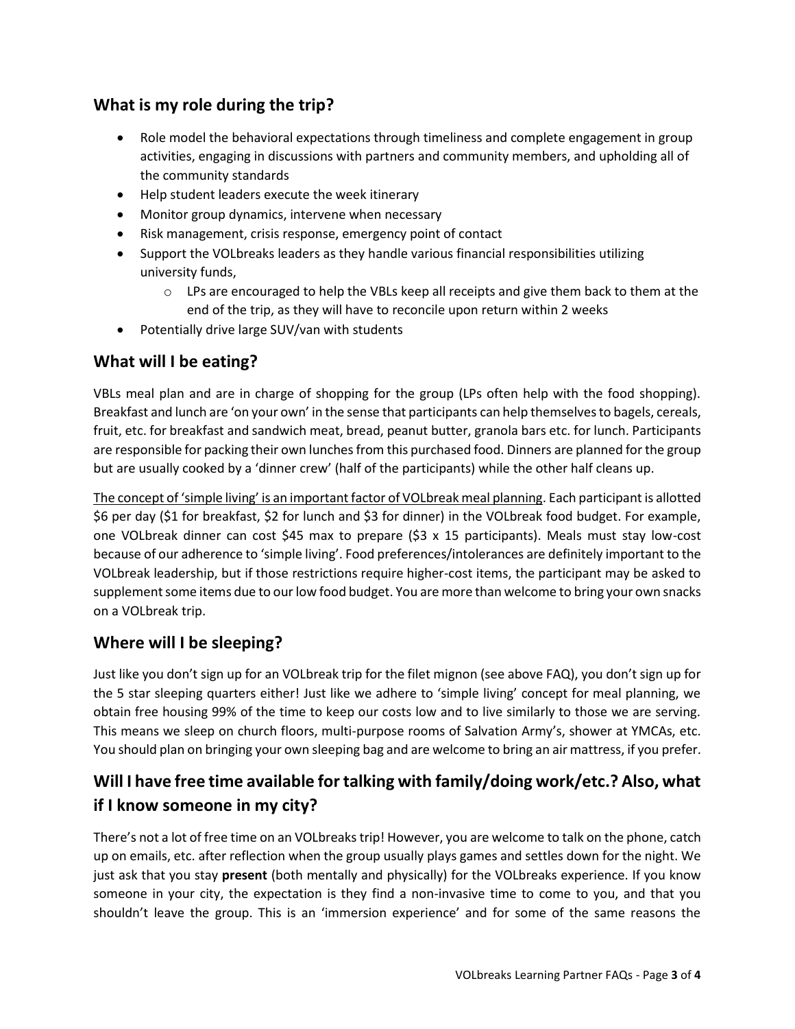## What is my role during the trip?

- Role model the behavioral expectations through timeliness and complete engagement in group activities, engaging in discussions with partners and community members, and upholding all of the community standards
- Help student leaders execute the week itinerary
- Monitor group dynamics, intervene when necessary
- Risk management, crisis response, emergency point of contact
- Support the VOLbreaks leaders as they handle various financial responsibilities utilizing university funds,
  - LPs are encouraged to help the VBLs keep all receipts and give them back to them at the end of the trip, as they will have to reconcile upon return within 2 weeks
- Potentially drive large SUV/van with students

## What will I be eating?

VBLs meal plan and are in charge of shopping for the group (LPs often help with the food shopping). Breakfast and lunch are 'on your own' in the sense that participants can help themselves to bagels, cereals, fruit, etc. for breakfast and sandwich meat, bread, peanut butter, granola bars etc. for lunch. Participants are responsible for packing their own lunches from this purchased food. Dinners are planned for the group but are usually cooked by a 'dinner crew' (half of the participants) while the other half cleans up.

<u>The concept of 'simple living' is an important factor of VOLbreak meal planning</u>. Each participant is allotted $6 per day ($1 for breakfast, $2 for lunch and $3 for dinner) in the VOLbreak food budget. For example, one VOLbreak dinner can cost $45 max to prepare ($3 x 15 participants). Meals must stay low-cost because of our adherence to 'simple living'. Food preferences/intolerances are definitely important to the VOLbreak leadership, but if those restrictions require higher-cost items, the participant may be asked to supplement some items due to our low food budget. You are more than welcome to bring your own snacks on a VOLbreak trip.

## Where will I be sleeping?

Just like you don't sign up for an VOLbreak trip for the filet mignon (see above FAQ), you don't sign up for the 5 star sleeping quarters either! Just like we adhere to 'simple living' concept for meal planning, we obtain free housing 99% of the time to keep our costs low and to live similarly to those we are serving. This means we sleep on church floors, multi-purpose rooms of Salvation Army's, shower at YMCAs, etc. You should plan on bringing your own sleeping bag and are welcome to bring an air mattress, if you prefer.

## Will I have free time available for talking with family/doing work/etc.? Also, what if I know someone in my city?

There's not a lot of free time on an VOLbreaks trip! However, you are welcome to talk on the phone, catch up on emails, etc. after reflection when the group usually plays games and settles down for the night. We just ask that you stay **present** (both mentally and physically) for the VOLbreaks experience. If you know someone in your city, the expectation is they find a non-invasive time to come to you, and that you shouldn't leave the group. This is an 'immersion experience' and for some of the same reasons the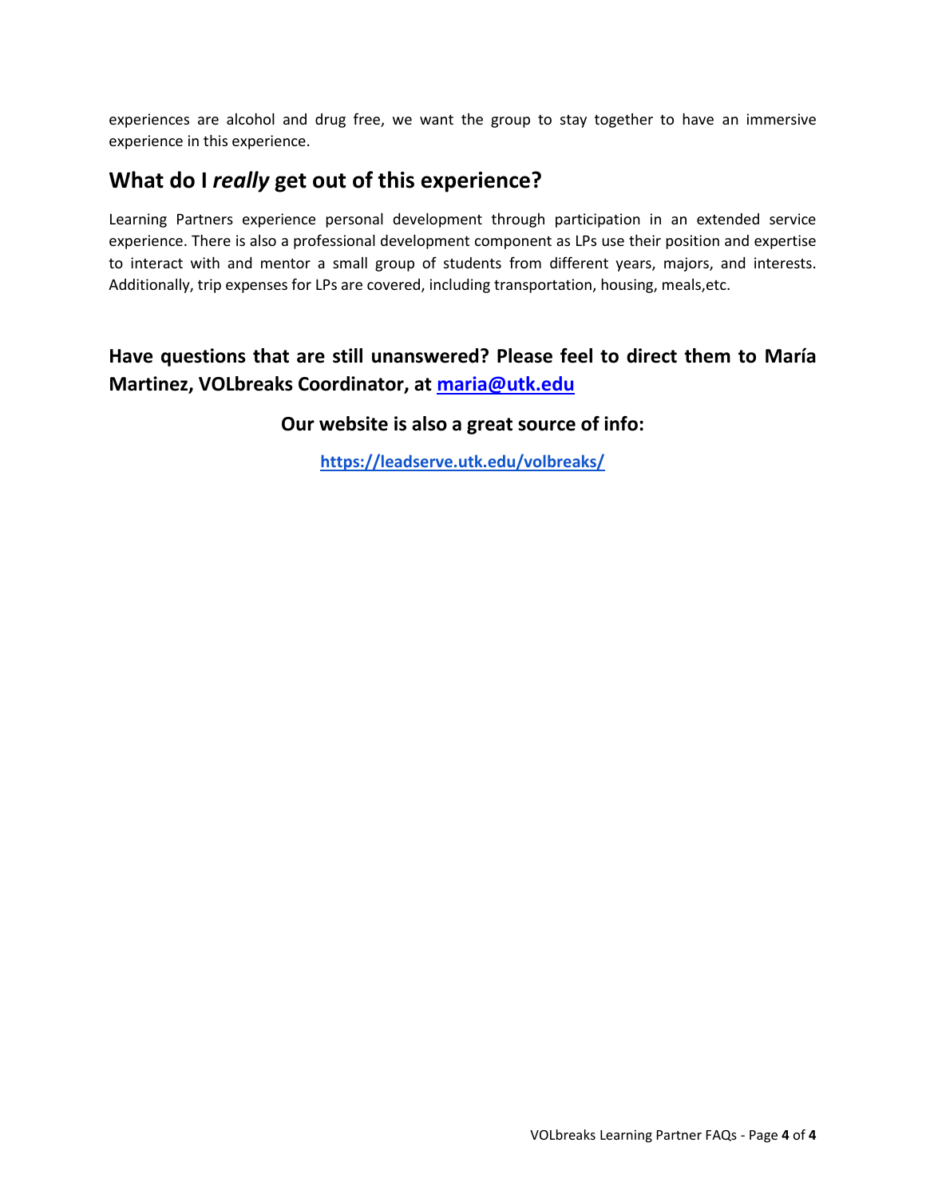experiences are alcohol and drug free, we want the group to stay together to have an immersive experience in this experience.

## What do I *really* get out of this experience?

Learning Partners experience personal development through participation in an extended service experience. There is also a professional development component as LPs use their position and expertise to interact with and mentor a small group of students from different years, majors, and interests. Additionally, trip expenses for LPs are covered, including transportation, housing, meals,etc.

### Have questions that are still unanswered? Please feel to direct them to María Martinez, VOLbreaks Coordinator, at [maria@utk.edu](mailto:maria@utk.edu)

**Our website is also a great source of info:**

**[https://leadserve.utk.edu/volbreaks/](https://leadserve.utk.edu/volbreaks/)**